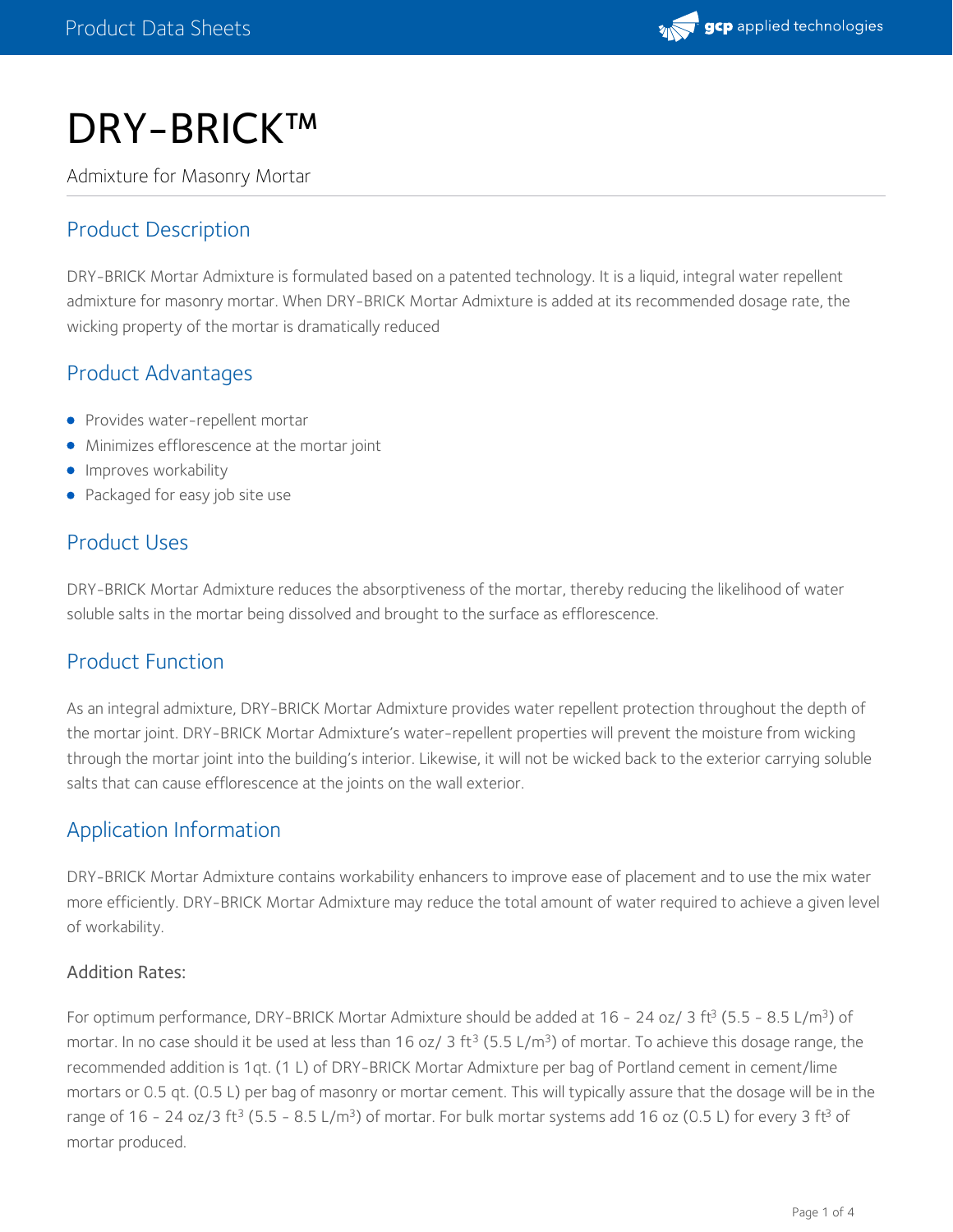# DRY-BRICK™

Admixture for Masonry Mortar

## Product Description

DRY-BRICK Mortar Admixture is formulated based on a patented technology. It is a liquid, integral water repellent admixture for masonry mortar. When DRY-BRICK Mortar Admixture is added at its recommended dosage rate, the wicking property of the mortar is dramatically reduced

## Product Advantages

- Provides water-repellent mortar
- Minimizes efflorescence at the mortar joint
- Improves workability
- Packaged for easy job site use

## Product Uses

DRY-BRICK Mortar Admixture reduces the absorptiveness of the mortar, thereby reducing the likelihood of water soluble salts in the mortar being dissolved and brought to the surface as efflorescence.

## Product Function

As an integral admixture, DRY-BRICK Mortar Admixture provides water repellent protection throughout the depth of the mortar joint. DRY-BRICK Mortar Admixture's water-repellent properties will prevent the moisture from wicking through the mortar joint into the building's interior. Likewise, it will not be wicked back to the exterior carrying soluble salts that can cause efflorescence at the joints on the wall exterior.

## Application Information

DRY-BRICK Mortar Admixture contains workability enhancers to improve ease of placement and to use the mix water more efficiently. DRY-BRICK Mortar Admixture may reduce the total amount of water required to achieve a given level of workability.

### Addition Rates:

For optimum performance, DRY-BRICK Mortar Admixture should be added at 16 - 24 oz/ 3 $ft^3$ (5.5 - 8.5 L/$m^3$) of mortar. In no case should it be used at less than 16 oz/ 3 $ft^3$ (5.5 L/$m^3$) of mortar. To achieve this dosage range, the recommended addition is 1qt. (1 L) of DRY-BRICK Mortar Admixture per bag of Portland cement in cement/lime mortars or 0.5 qt. (0.5 L) per bag of masonry or mortar cement. This will typically assure that the dosage will be in the range of 16 - 24 oz/3 $ft^3$ (5.5 - 8.5 L/$m^3$) of mortar. For bulk mortar systems add 16 oz (0.5 L) for every 3 $ft^3$ of mortar produced.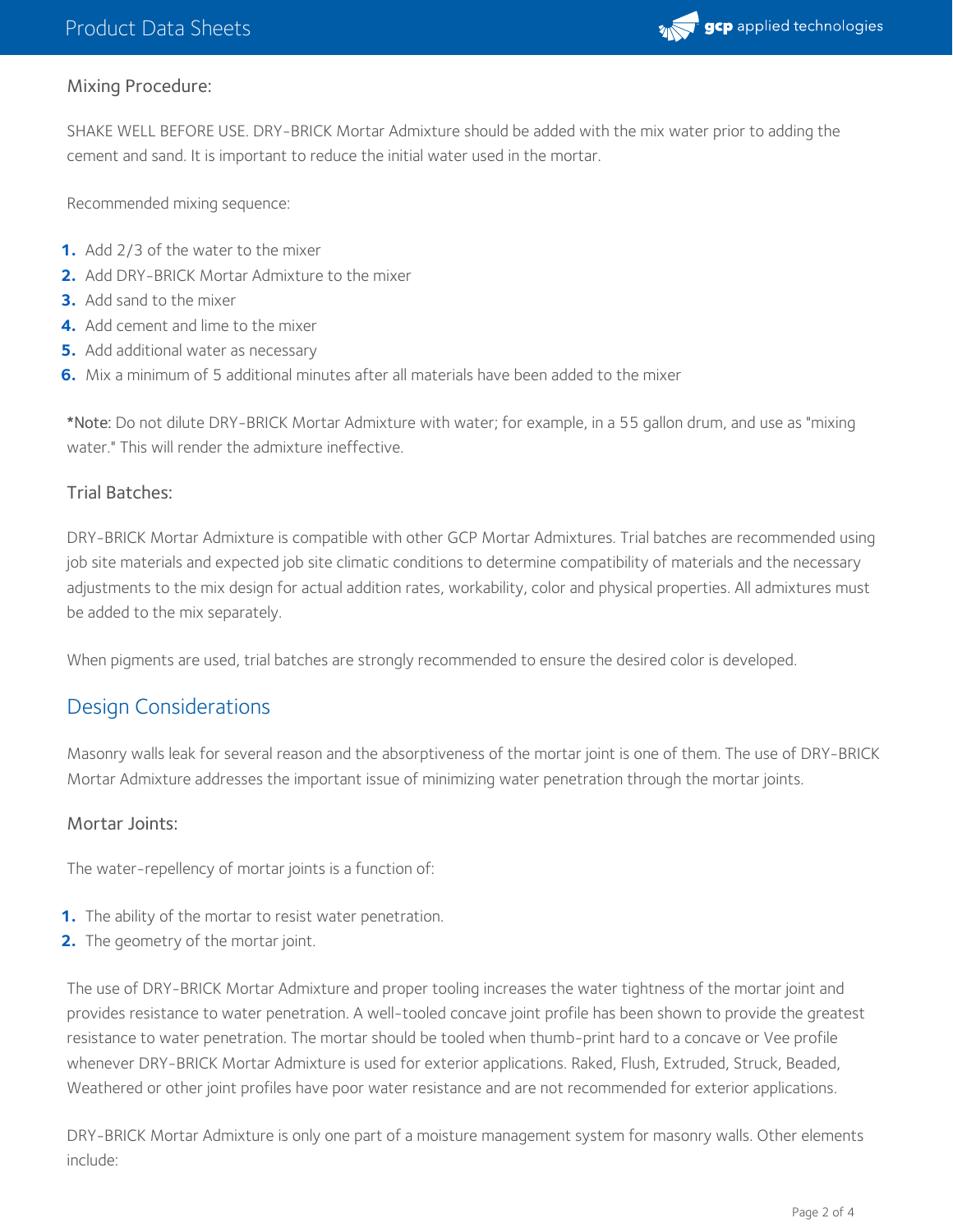### Mixing Procedure:

SHAKE WELL BEFORE USE. DRY-BRICK Mortar Admixture should be added with the mix water prior to adding the cement and sand. It is important to reduce the initial water used in the mortar.

Recommended mixing sequence:

1. Add 2/3 of the water to the mixer
2. Add DRY-BRICK Mortar Admixture to the mixer
3. Add sand to the mixer
4. Add cement and lime to the mixer
5. Add additional water as necessary
6. Mix a minimum of 5 additional minutes after all materials have been added to the mixer

*Note: Do not dilute DRY-BRICK Mortar Admixture with water; for example, in a 55 gallon drum, and use as "mixing water." This will render the admixture ineffective.

### Trial Batches:

DRY-BRICK Mortar Admixture is compatible with other GCP Mortar Admixtures. Trial batches are recommended using job site materials and expected job site climatic conditions to determine compatibility of materials and the necessary adjustments to the mix design for actual addition rates, workability, color and physical properties. All admixtures must be added to the mix separately.

When pigments are used, trial batches are strongly recommended to ensure the desired color is developed.

## Design Considerations

Masonry walls leak for several reason and the absorptiveness of the mortar joint is one of them. The use of DRY-BRICK Mortar Admixture addresses the important issue of minimizing water penetration through the mortar joints.

### Mortar Joints:

The water-repellency of mortar joints is a function of:

1. The ability of the mortar to resist water penetration.
2. The geometry of the mortar joint.

The use of DRY-BRICK Mortar Admixture and proper tooling increases the water tightness of the mortar joint and provides resistance to water penetration. A well-tooled concave joint profile has been shown to provide the greatest resistance to water penetration. The mortar should be tooled when thumb-print hard to a concave or Vee profile whenever DRY-BRICK Mortar Admixture is used for exterior applications. Raked, Flush, Extruded, Struck, Beaded, Weathered or other joint profiles have poor water resistance and are not recommended for exterior applications.

DRY-BRICK Mortar Admixture is only one part of a moisture management system for masonry walls. Other elements include: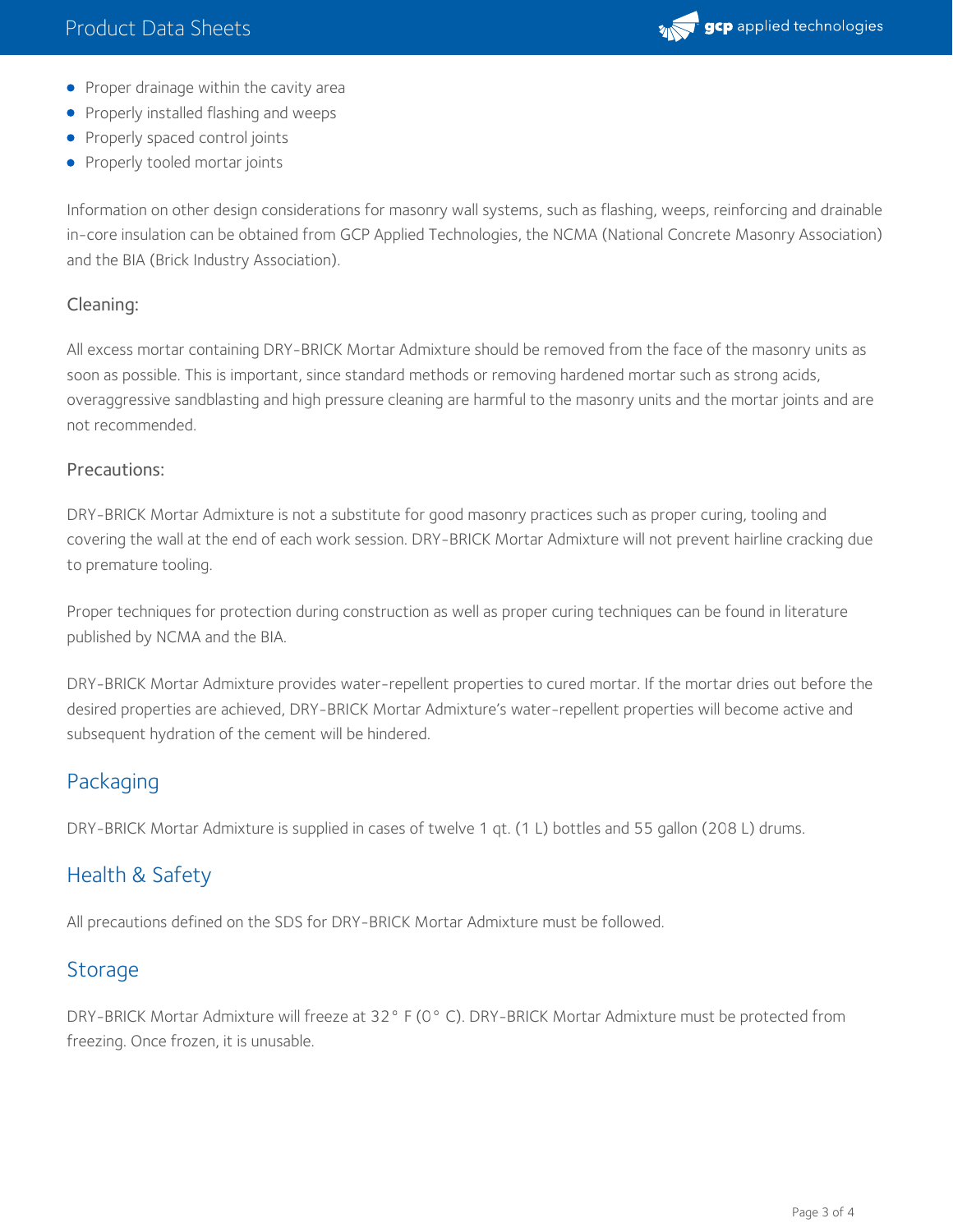- Proper drainage within the cavity area
- Properly installed flashing and weeps
- Properly spaced control joints
- Properly tooled mortar joints

Information on other design considerations for masonry wall systems, such as flashing, weeps, reinforcing and drainable in-core insulation can be obtained from GCP Applied Technologies, the NCMA (National Concrete Masonry Association) and the BIA (Brick Industry Association).

### Cleaning:

All excess mortar containing DRY-BRICK Mortar Admixture should be removed from the face of the masonry units as soon as possible. This is important, since standard methods or removing hardened mortar such as strong acids, overaggressive sandblasting and high pressure cleaning are harmful to the masonry units and the mortar joints and are not recommended.

### Precautions:

DRY-BRICK Mortar Admixture is not a substitute for good masonry practices such as proper curing, tooling and covering the wall at the end of each work session. DRY-BRICK Mortar Admixture will not prevent hairline cracking due to premature tooling.

Proper techniques for protection during construction as well as proper curing techniques can be found in literature published by NCMA and the BIA.

DRY-BRICK Mortar Admixture provides water-repellent properties to cured mortar. If the mortar dries out before the desired properties are achieved, DRY-BRICK Mortar Admixture's water-repellent properties will become active and subsequent hydration of the cement will be hindered.

## Packaging

DRY-BRICK Mortar Admixture is supplied in cases of twelve 1 qt. (1 L) bottles and 55 gallon (208 L) drums.

## Health & Safety

All precautions defined on the SDS for DRY-BRICK Mortar Admixture must be followed.

## Storage

DRY-BRICK Mortar Admixture will freeze at 32° F (0° C). DRY-BRICK Mortar Admixture must be protected from freezing. Once frozen, it is unusable.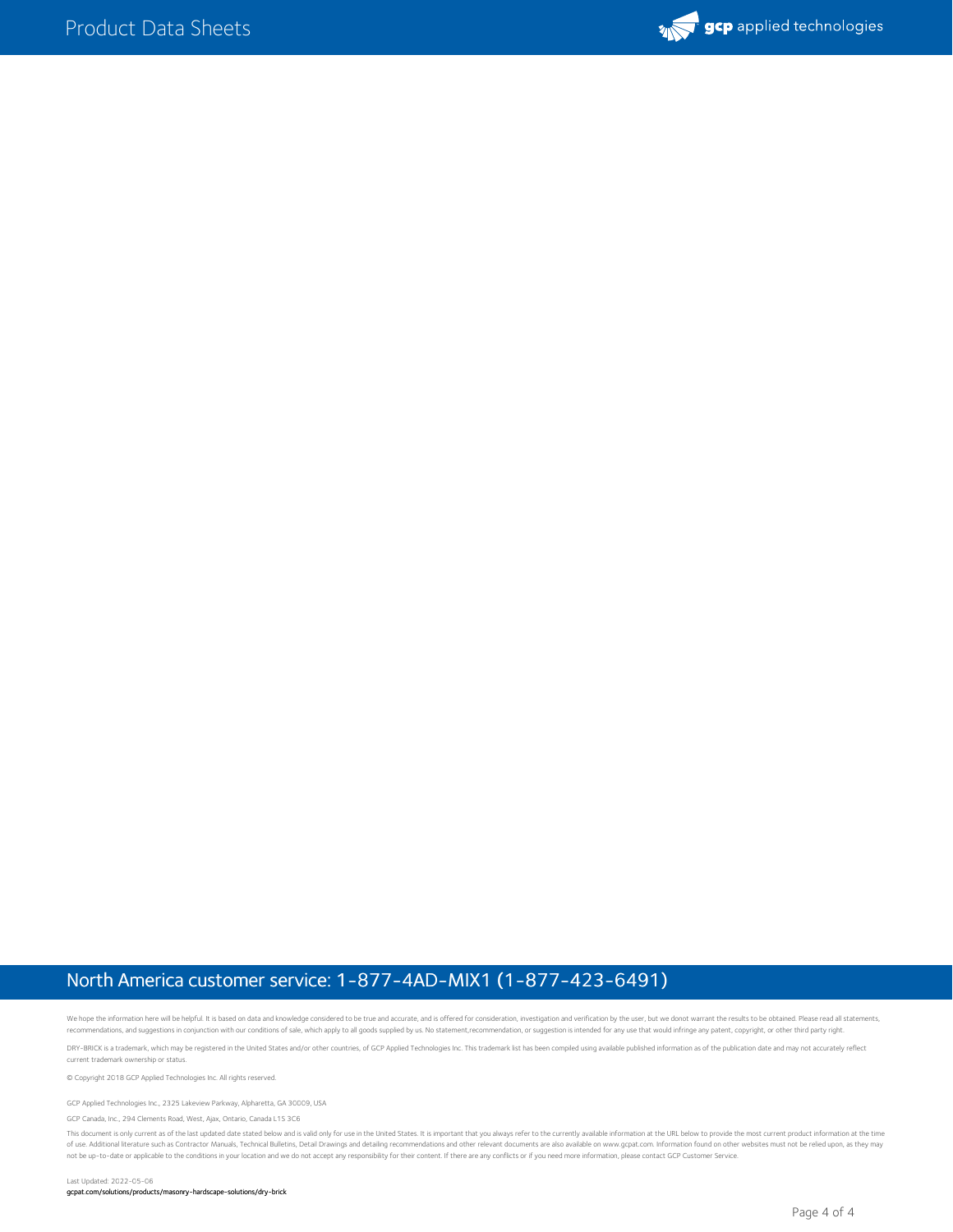## North America customer service: 1-877-4AD-MIX1 (1-877-423-6491)

We hope the information here will be helpful. It is based on data and knowledge considered to be true and accurate, and is offered for consideration, investigation and verification by the user, but we donot warrant the results to be obtained. Please read all statements, recommendations, and suggestions in conjunction with our conditions of sale, which apply to all goods supplied by us. No statement,recommendation, or suggestion is intended for any use that would infringe any patent, copyright, or other third party right.

DRY-BRICK is a trademark, which may be registered in the United States and/or other countries, of GCP Applied Technologies Inc. This trademark list has been compiled using available published information as of the publication date and may not accurately reflect current trademark ownership or status.

© Copyright 2018 GCP Applied Technologies Inc. All rights reserved.

GCP Applied Technologies Inc., 2325 Lakeview Parkway, Alpharetta, GA 30009, USA

GCP Canada, Inc., 294 Clements Road, West, Ajax, Ontario, Canada L1S 3C6

This document is only current as of the last updated date stated below and is valid only for use in the United States. It is important that you always refer to the currently available information at the URL below to provide the most current product information at the time of use. Additional literature such as Contractor Manuals, Technical Bulletins, Detail Drawings and detailing recommendations and other relevant documents are also available on www.gcpat.com. Information found on other websites must not be relied upon, as they may not be up-to-date or applicable to the conditions in your location and we do not accept any responsibility for their content. If there are any conflicts or if you need more information, please contact GCP Customer Service.

Last Updated: 2022-05-06
gcpat.com/solutions/products/masonry-hardscape-solutions/dry-brick